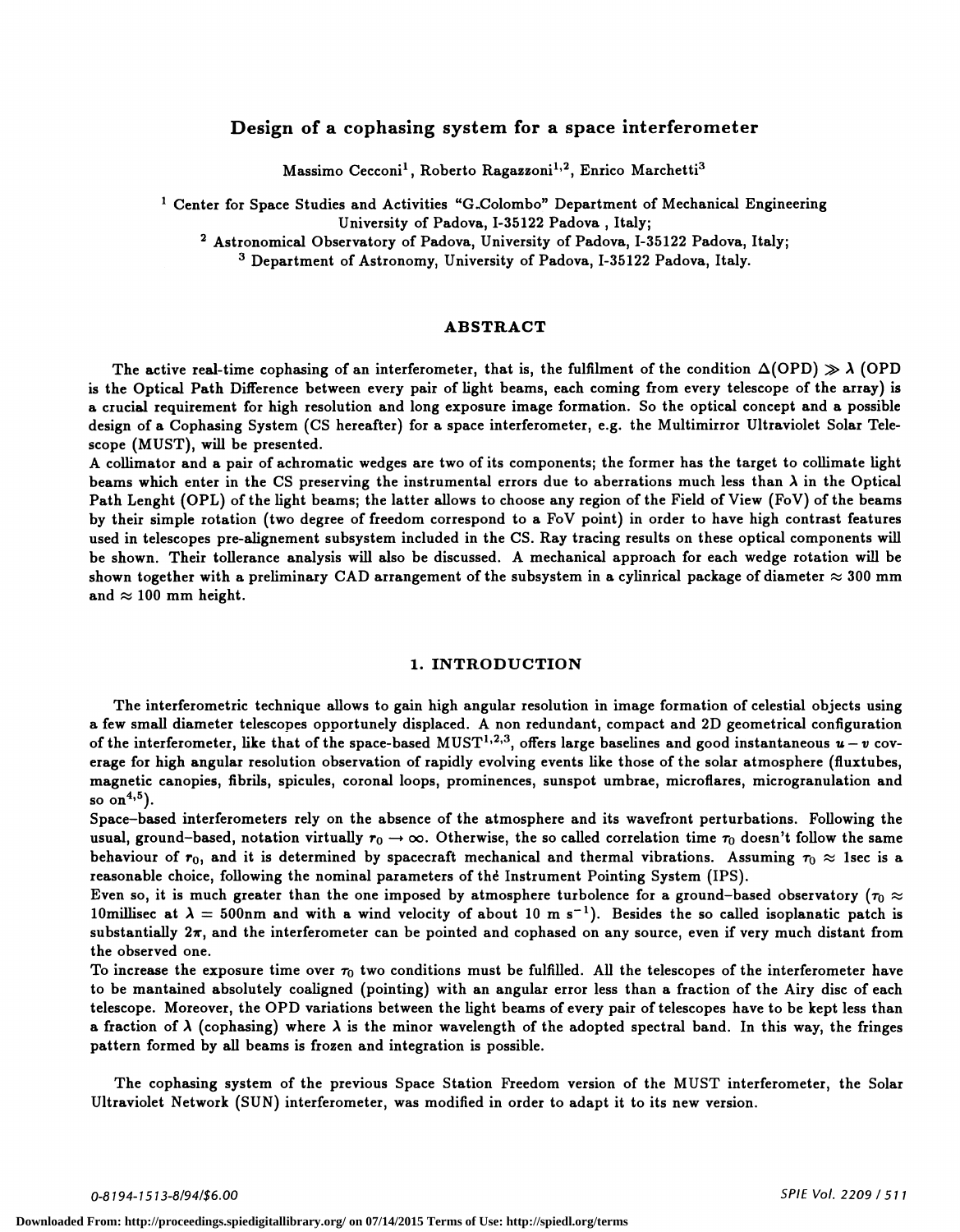# Design of a cophasing system for a space interferometer

Massimo Cecconi[1], Roberto Ragazzoni[1,2], Enrico Marchetti[3]

[1] Center for Space Studies and Activities "G. Colombo" Department of Mechanical Engineering University of Padova, I-35122 Padova, Italy;
[2] Astronomical Observatory of Padova, University of Padova, I-35122 Padova, Italy;
[3] Department of Astronomy, University of Padova, I-35122 Padova, Italy.

## ABSTRACT

The active real-time cophasing of an interferometer, that is, the fulfilment of the condition $\Delta(\text{OPD}) \gg \lambda$ (OPD is the Optical Path Difference between every pair of light beams, each coming from every telescope of the array) is a crucial requirement for high resolution and long exposure image formation. So the optical concept and a possible design of a Cophasing System (CS hereafter) for a space interferometer, e.g. the Multimirror Ultraviolet Solar Telescope (MUST), will be presented.

A collimator and a pair of achromatic wedges are two of its components; the former has the target to collimate light beams which enter in the CS preserving the instrumental errors due to aberrations much less than $\lambda$ in the Optical Path Lenght (OPL) of the light beams; the latter allows to choose any region of the Field of View (FoV) of the beams by their simple rotation (two degree of freedom correspond to a FoV point) in order to have high contrast features used in telescopes pre-alignement subsystem included in the CS. Ray tracing results on these optical components will be shown. Their tollerance analysis will also be discussed. A mechanical approach for each wedge rotation will be shown together with a preliminary CAD arrangement of the subsystem in a cylinrical package of diameter $\approx 300$ mm and $\approx 100$ mm height.

## 1. INTRODUCTION

The interferometric technique allows to gain high angular resolution in image formation of celestial objects using a few small diameter telescopes opportunely displaced. A non redundant, compact and 2D geometrical configuration of the interferometer, like that of the space-based MUST[1,2,3], offers large baselines and good instantaneous $u-v$ coverage for high angular resolution observation of rapidly evolving events like those of the solar atmosphere (fluxtubes, magnetic canopies, fibrils, spicules, coronal loops, prominences, sunspot umbrae, microflares, microgranulation and so on[4,5]).

Space-based interferometers rely on the absence of the atmosphere and its wavefront perturbations. Following the usual, ground-based, notation virtually $r_0 \to \infty$. Otherwise, the so called correlation time $\tau_0$ doesn't follow the same behaviour of $r_0$, and it is determined by spacecraft mechanical and thermal vibrations. Assuming $\tau_0 \approx 1$sec is a reasonable choice, following the nominal parameters of the Instrument Pointing System (IPS).

Even so, it is much greater than the one imposed by atmosphere turbolence for a ground-based observatory ($\tau_0 \approx$ 10millisec at $\lambda = 500$nm and with a wind velocity of about 10 m s$^{-1}$). Besides the so called isoplanatic patch is substantially $2\pi$, and the interferometer can be pointed and cophased on any source, even if very much distant from the observed one.

To increase the exposure time over $\tau_0$ two conditions must be fulfilled. All the telescopes of the interferometer have to be mantained absolutely coaligned (pointing) with an angular error less than a fraction of the Airy disc of each telescope. Moreover, the OPD variations between the light beams of every pair of telescopes have to be kept less than a fraction of $\lambda$ (cophasing) where $\lambda$ is the minor wavelength of the adopted spectral band. In this way, the fringes pattern formed by all beams is frozen and integration is possible.

The cophasing system of the previous Space Station Freedom version of the MUST interferometer, the Solar Ultraviolet Network (SUN) interferometer, was modified in order to adapt it to its new version.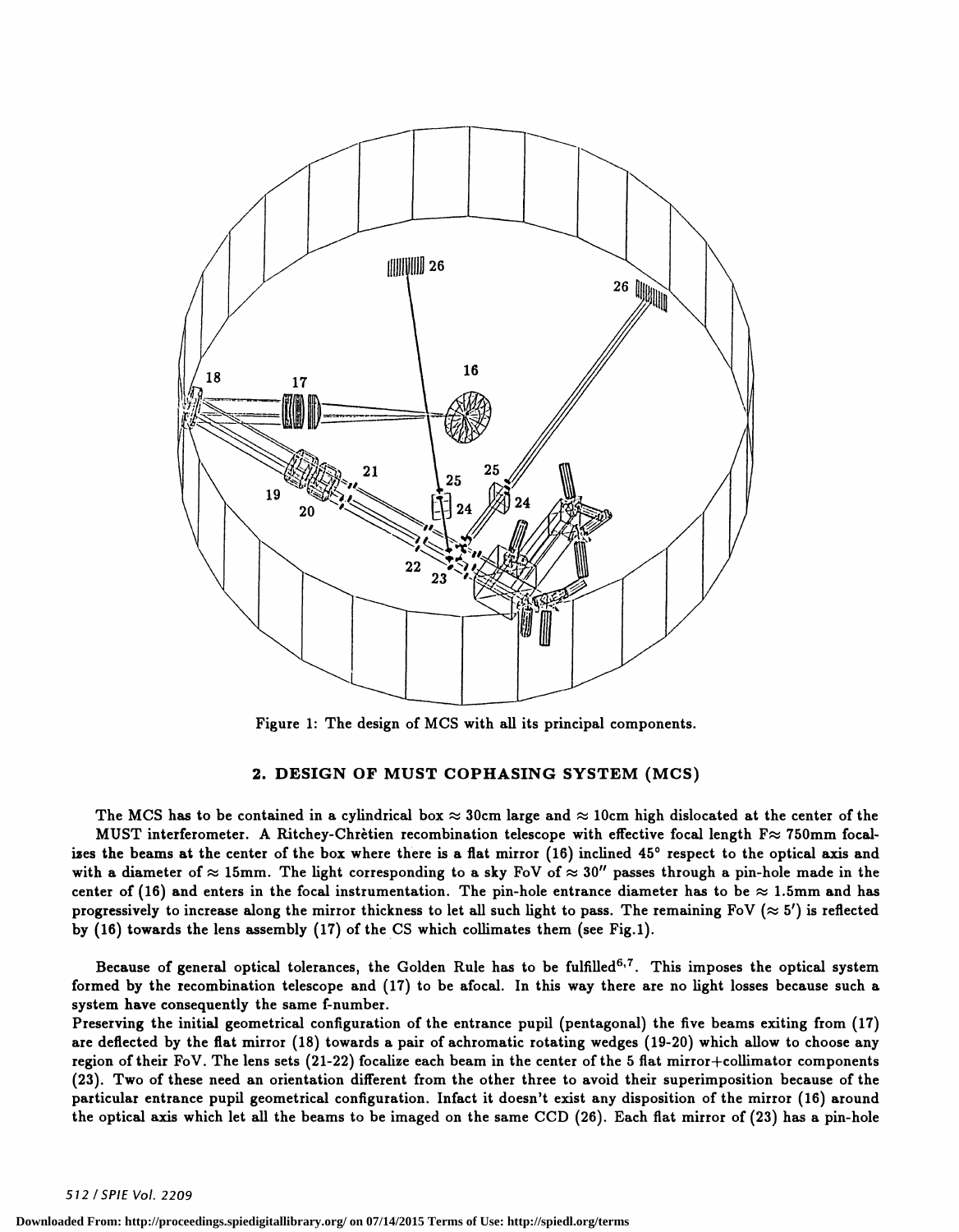Figure 1: The design of MCS with all its principal components.

## 2. DESIGN OF MUST COPHASING SYSTEM (MCS)

The MCS has to be contained in a cylindrical box $\approx$ 30cm large and $\approx$ 10cm high dislocated at the center of the MUST interferometer. A Ritchey-Chrètien recombination telescope with effective focal length F$\approx$ 750mm focalizes the beams at the center of the box where there is a flat mirror (16) inclined 45° respect to the optical axis and with a diameter of $\approx$ 15mm. The light corresponding to a sky FoV of $\approx 30''$ passes through a pin-hole made in the center of (16) and enters in the focal instrumentation. The pin-hole entrance diameter has to be $\approx$ 1.5mm and has progressively to increase along the mirror thickness to let all such light to pass. The remaining FoV ($\approx 5'$) is reflected by (16) towards the lens assembly (17) of the CS which collimates them (see Fig.1).

Because of general optical tolerances, the Golden Rule has to be fulfilled[6,7]. This imposes the optical system formed by the recombination telescope and (17) to be afocal. In this way there are no light losses because such a system have consequently the same f-number.

Preserving the initial geometrical configuration of the entrance pupil (pentagonal) the five beams exiting from (17) are deflected by the flat mirror (18) towards a pair of achromatic rotating wedges (19-20) which allow to choose any region of their FoV. The lens sets (21-22) focalize each beam in the center of the 5 flat mirror+collimator components (23). Two of these need an orientation different from the other three to avoid their superimposition because of the particular entrance pupil geometrical configuration. Infact it doesn't exist any disposition of the mirror (16) around the optical axis which let all the beams to be imaged on the same CCD (26). Each flat mirror of (23) has a pin-hole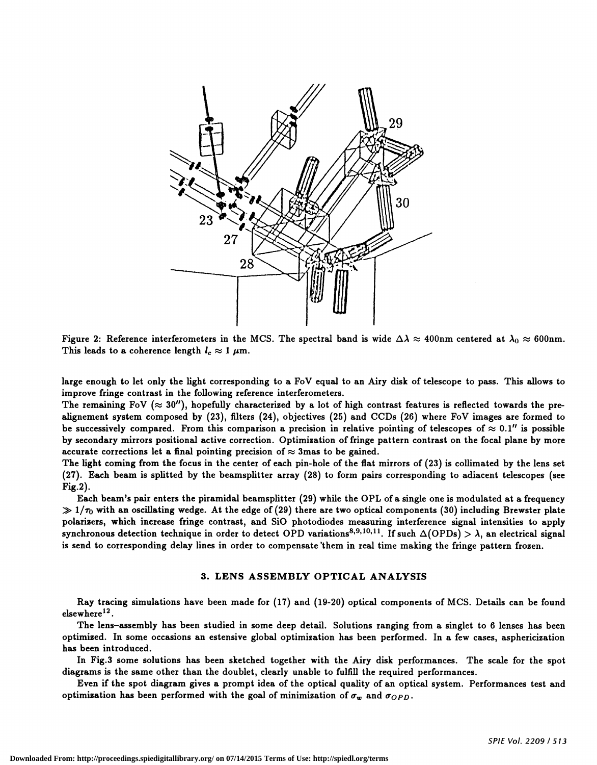Figure 2: Reference interferometers in the MCS. The spectral band is wide $\Delta\lambda \approx 400$nm centered at $\lambda_0 \approx 600$nm. This leads to a coherence length $l_c \approx 1\ \mu$m.

large enough to let only the light corresponding to a FoV equal to an Airy disk of telescope to pass. This allows to improve fringe contrast in the following reference interferometers.

The remaining FoV ($\approx 30''$), hopefully characterized by a lot of high contrast features is reflected towards the pre-alignement system composed by (23), filters (24), objectives (25) and CCDs (26) where FoV images are formed to be successively compared. From this comparison a precision in relative pointing of telescopes of $\approx 0.1''$ is possible by secondary mirrors positional active correction. Optimization of fringe pattern contrast on the focal plane by more accurate corrections let a final pointing precision of $\approx$ 3mas to be gained.

The light coming from the focus in the center of each pin-hole of the flat mirrors of (23) is collimated by the lens set (27). Each beam is splitted by the beamsplitter array (28) to form pairs corresponding to adiacent telescopes (see Fig.2).

Each beam's pair enters the piramidal beamsplitter (29) while the OPL of a single one is modulated at a frequency $\gg 1/\tau_0$ with an oscillating wedge. At the edge of (29) there are two optical components (30) including Brewster plate polarizers, which increase fringe contrast, and SiO photodiodes measuring interference signal intensities to apply synchronous detection technique in order to detect OPD variations[8,9,10,11]. If such $\Delta(\text{OPDs}) > \lambda$, an electrical signal is send to corresponding delay lines in order to compensate them in real time making the fringe pattern frozen.

## 3. LENS ASSEMBLY OPTICAL ANALYSIS

Ray tracing simulations have been made for (17) and (19-20) optical components of MCS. Details can be found elsewhere[12].

The lens–assembly has been studied in some deep detail. Solutions ranging from a singlet to 6 lenses has been optimized. In some occasions an estensive global optimization has been performed. In a few cases, asphericization has been introduced.

In Fig.3 some solutions has been sketched together with the Airy disk performances. The scale for the spot diagrams is the same other than the doublet, clearly unable to fulfill the required performances.

Even if the spot diagram gives a prompt idea of the optical quality of an optical system. Performances test and optimization has been performed with the goal of minimization of $\sigma_w$ and $\sigma_{OPD}$.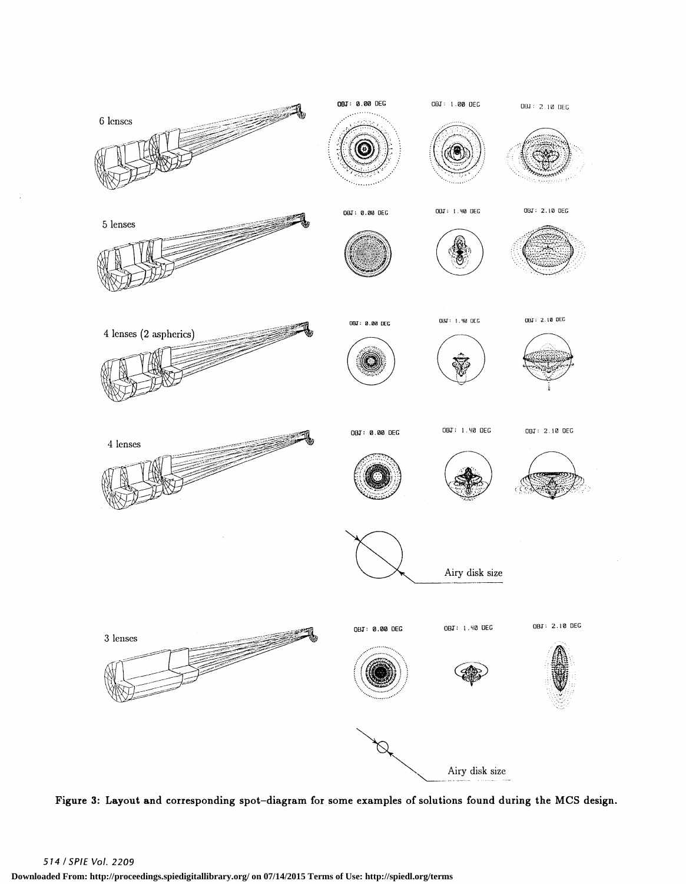Figure 3: Layout and corresponding spot–diagram for some examples of solutions found during the MCS design.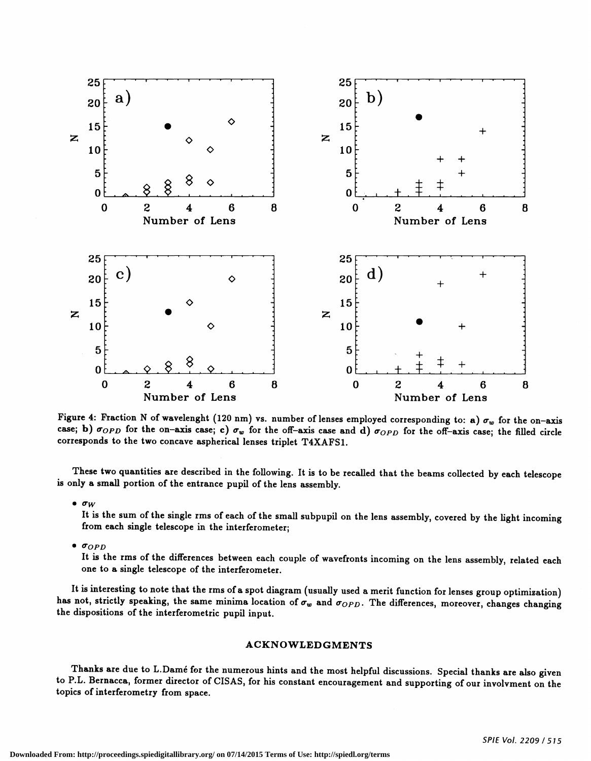Figure 4: Fraction N of wavelenght (120 nm) vs. number of lenses employed corresponding to: **a)** $\sigma_w$ for the on-axis case; **b)** $\sigma_{OPD}$ for the on-axis case; **c)** $\sigma_w$ for the off-axis case and **d)** $\sigma_{OPD}$ for the off-axis case; the filled circle corresponds to the two concave aspherical lenses triplet T4XAFS1.

These two quantities are described in the following. It is to be recalled that the beams collected by each telescope is only a small portion of the entrance pupil of the lens assembly.

- $\sigma_W$

  It is the sum of the single rms of each of the small subpupil on the lens assembly, covered by the light incoming from each single telescope in the interferometer;

- $\sigma_{OPD}$

  It is the rms of the differences between each couple of wavefronts incoming on the lens assembly, related each one to a single telescope of the interferometer.

It is interesting to note that the rms of a spot diagram (usually used a merit function for lenses group optimization) has not, strictly speaking, the same minima location of $\sigma_w$ and $\sigma_{OPD}$. The differences, moreover, changes changing the dispositions of the interferometric pupil input.

## ACKNOWLEDGMENTS

Thanks are due to L.Damé for the numerous hints and the most helpful discussions. Special thanks are also given to P.L. Bernacca, former director of CISAS, for his constant encouragement and supporting of our involvment on the topics of interferometry from space.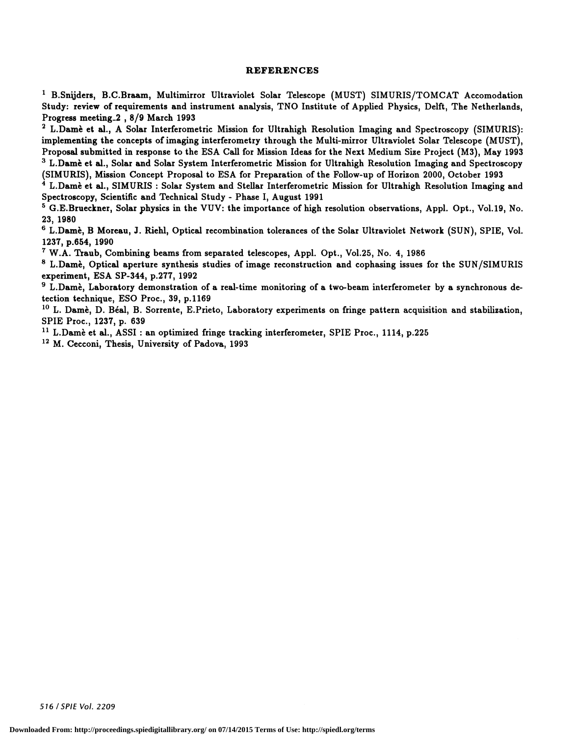## REFERENCES

[1] B.Snijders, B.C.Braam, Multimirror Ultraviolet Solar Telescope (MUST) SIMURIS/TOMCAT Accomodation Study: review of requirements and instrument analysis, TNO Institute of Applied Physics, Delft, The Netherlands, Progress meeting_2 , 8/9 March 1993

[2] L.Damè et al., A Solar Interferometric Mission for Ultrahigh Resolution Imaging and Spectroscopy (SIMURIS): implementing the concepts of imaging interferometry through the Multi-mirror Ultraviolet Solar Telescope (MUST), Proposal submitted in response to the ESA Call for Mission Ideas for the Next Medium Size Project (M3), May 1993

[3] L.Damè et al., Solar and Solar System Interferometric Mission for Ultrahigh Resolution Imaging and Spectroscopy (SIMURIS), Mission Concept Proposal to ESA for Preparation of the Follow-up of Horizon 2000, October 1993

[4] L.Damè et al., SIMURIS : Solar System and Stellar Interferometric Mission for Ultrahigh Resolution Imaging and Spectroscopy, Scientific and Technical Study - Phase I, August 1991

[5] G.E.Brueckner, Solar physics in the VUV: the importance of high resolution observations, Appl. Opt., Vol.19, No. 23, 1980

[6] L.Damè, B Moreau, J. Riehl, Optical recombination tolerances of the Solar Ultraviolet Network (SUN), SPIE, Vol. 1237, p.654, 1990

[7] W.A. Traub, Combining beams from separated telescopes, Appl. Opt., Vol.25, No. 4, 1986

[8] L.Damè, Optical aperture synthesis studies of image reconstruction and cophasing issues for the SUN/SIMURIS experiment, ESA SP-344, p.277, 1992

[9] L.Damè, Laboratory demonstration of a real-time monitoring of a two-beam interferometer by a synchronous detection technique, ESO Proc., 39, p.1169

[10] L. Damè, D. Béal, B. Sorrente, E.Prieto, Laboratory experiments on fringe pattern acquisition and stabilization, SPIE Proc., 1237, p. 639

[11] L.Damè et al., ASSI : an optimized fringe tracking interferometer, SPIE Proc., 1114, p.225

[12] M. Cecconi, Thesis, University of Padova, 1993